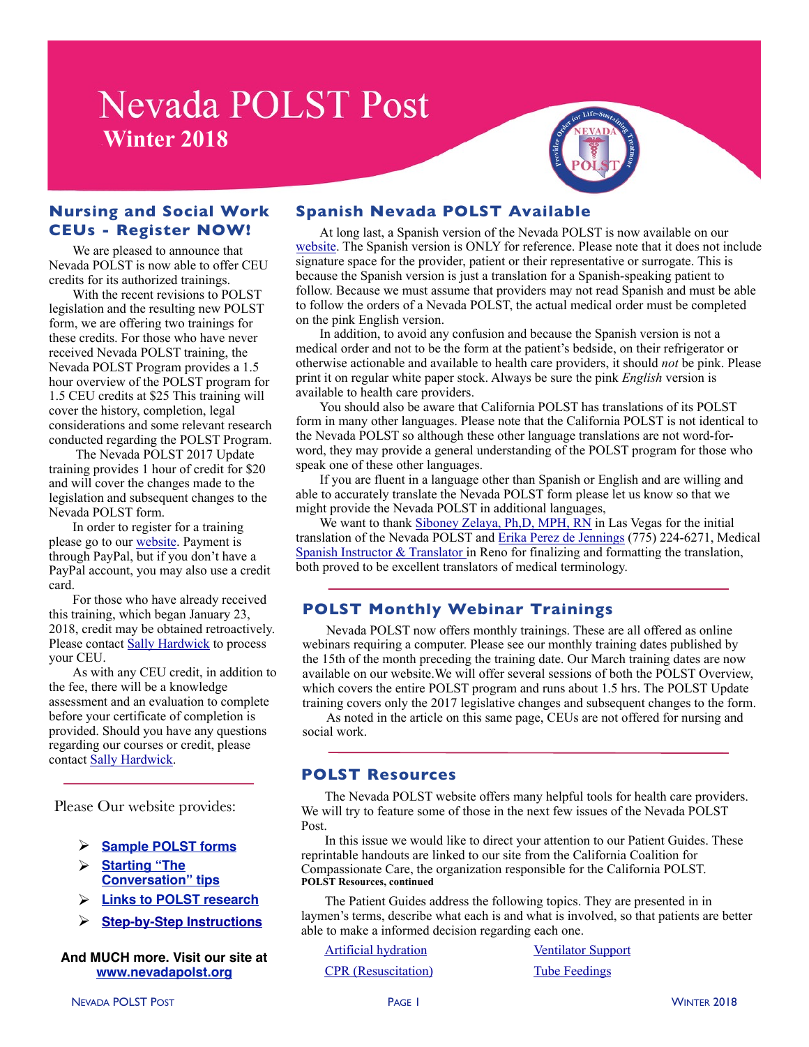# Nevada POLST Post

**Winter 2018**

## Nursing and Social Work CEUs - Register NOW!

We are pleased to announce that Nevada POLST is now able to offer CEU credits for its authorized trainings.

With the recent revisions to POLST legislation and the resulting new POLST form, we are offering two trainings for these credits. For those who have never received Nevada POLST training, the Nevada POLST Program provides a 1.5 hour overview of the POLST program for 1.5 CEU credits at $25 This training will cover the history, completion, legal considerations and some relevant research conducted regarding the POLST Program.

The Nevada POLST 2017 Update training provides 1 hour of credit for $20 and will cover the changes made to the legislation and subsequent changes to the Nevada POLST form.

In order to register for a training please go to our website. Payment is through PayPal, but if you don't have a PayPal account, you may also use a credit card.

For those who have already received this training, which began January 23, 2018, credit may be obtained retroactively. Please contact Sally Hardwick to process your CEU.

As with any CEU credit, in addition to the fee, there will be a knowledge assessment and an evaluation to complete before your certificate of completion is provided. Should you have any questions regarding our courses or credit, please contact Sally Hardwick.

Please Our website provides:

- **Sample POLST forms**
- **Starting "The Conversation" tips**
- **Links to POLST research**
- **Step-by-Step Instructions**

**And MUCH more. Visit our site at www.nevadapolst.org**

## Spanish Nevada POLST Available

At long last, a Spanish version of the Nevada POLST is now available on our website. The Spanish version is ONLY for reference. Please note that it does not include signature space for the provider, patient or their representative or surrogate. This is because the Spanish version is just a translation for a Spanish-speaking patient to follow. Because we must assume that providers may not read Spanish and must be able to follow the orders of a Nevada POLST, the actual medical order must be completed on the pink English version.

In addition, to avoid any confusion and because the Spanish version is not a medical order and not to be the form at the patient's bedside, on their refrigerator or otherwise actionable and available to health care providers, it should *not* be pink. Please print it on regular white paper stock. Always be sure the pink *English* version is available to health care providers.

You should also be aware that California POLST has translations of its POLST form in many other languages. Please note that the California POLST is not identical to the Nevada POLST so although these other language translations are not word-for-word, they may provide a general understanding of the POLST program for those who speak one of these other languages.

If you are fluent in a language other than Spanish or English and are willing and able to accurately translate the Nevada POLST form please let us know so that we might provide the Nevada POLST in additional languages,

We want to thank Siboney Zelaya, Ph,D, MPH, RN in Las Vegas for the initial translation of the Nevada POLST and Erika Perez de Jennings (775) 224-6271, Medical Spanish Instructor & Translator in Reno for finalizing and formatting the translation, both proved to be excellent translators of medical terminology.

## POLST Monthly Webinar Trainings

Nevada POLST now offers monthly trainings. These are all offered as online webinars requiring a computer. Please see our monthly training dates published by the 15th of the month preceding the training date. Our March training dates are now available on our website.We will offer several sessions of both the POLST Overview, which covers the entire POLST program and runs about 1.5 hrs. The POLST Update training covers only the 2017 legislative changes and subsequent changes to the form.

As noted in the article on this same page, CEUs are not offered for nursing and social work.

## POLST Resources

The Nevada POLST website offers many helpful tools for health care providers. We will try to feature some of those in the next few issues of the Nevada POLST Post.

In this issue we would like to direct your attention to our Patient Guides. These reprintable handouts are linked to our site from the California Coalition for Compassionate Care, the organization responsible for the California POLST.

**POLST Resources, continued**

The Patient Guides address the following topics. They are presented in in laymen's terms, describe what each is and what is involved, so that patients are better able to make a informed decision regarding each one.

- Artificial hydration
- CPR (Resuscitation)
- Ventilator Support
- Tube Feedings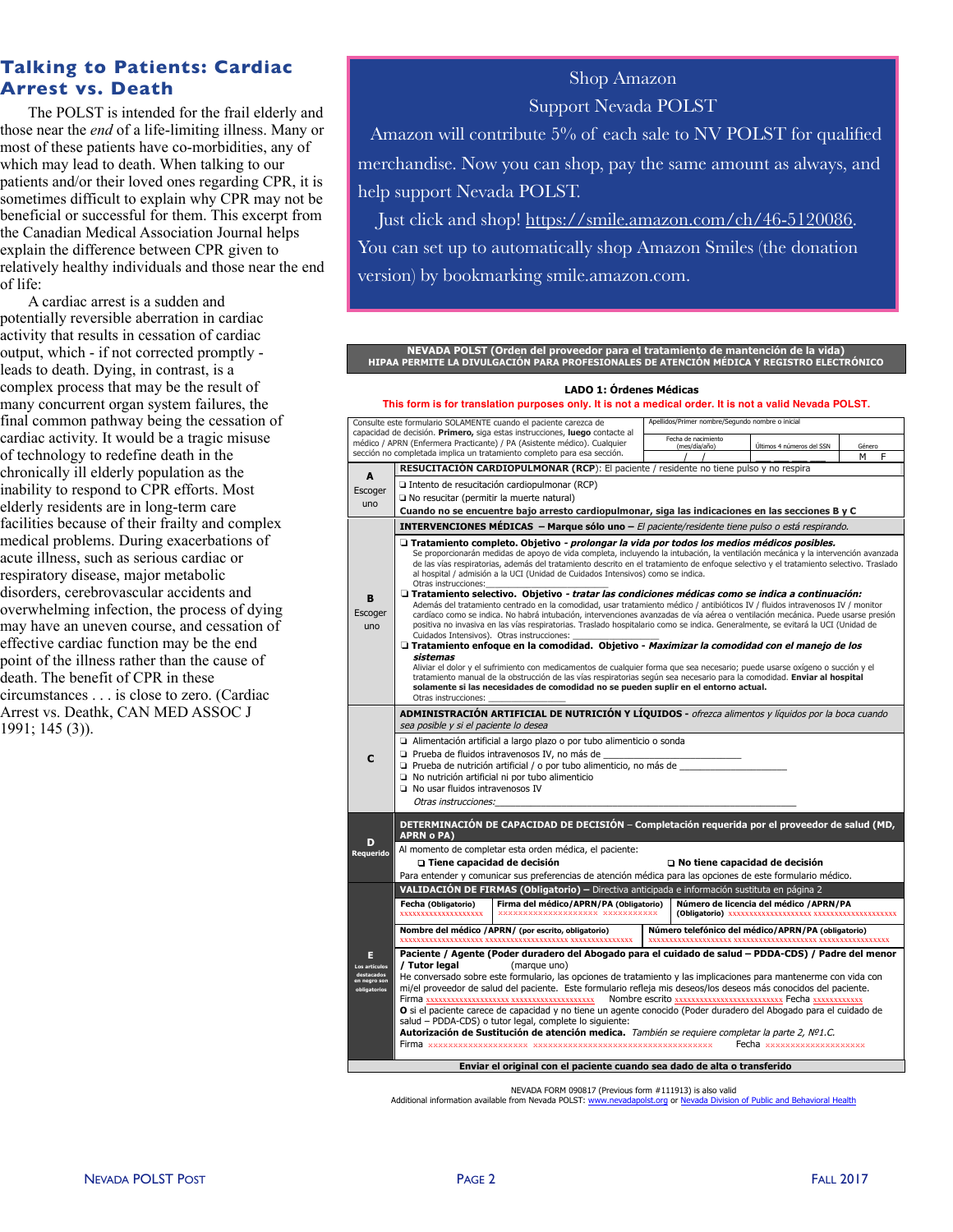## Talking to Patients: Cardiac Arrest vs. Death

The POLST is intended for the frail elderly and those near the *end* of a life-limiting illness. Many or most of these patients have co-morbidities, any of which may lead to death. When talking to our patients and/or their loved ones regarding CPR, it is sometimes difficult to explain why CPR may not be beneficial or successful for them. This excerpt from the Canadian Medical Association Journal helps explain the difference between CPR given to relatively healthy individuals and those near the end of life:

A cardiac arrest is a sudden and potentially reversible aberration in cardiac activity that results in cessation of cardiac output, which - if not corrected promptly - leads to death. Dying, in contrast, is a complex process that may be the result of many concurrent organ system failures, the final common pathway being the cessation of cardiac activity. It would be a tragic misuse of technology to redefine death in the chronically ill elderly population as the inability to respond to CPR efforts. Most elderly residents are in long-term care facilities because of their frailty and complex medical problems. During exacerbations of acute illness, such as serious cardiac or respiratory disease, major metabolic disorders, cerebrovascular accidents and overwhelming infection, the process of dying may have an uneven course, and cessation of effective cardiac function may be the end point of the illness rather than the cause of death. The benefit of CPR in these circumstances . . . is close to zero. (Cardiac Arrest vs. Deathk, CAN MED ASSOC J 1991; 145 (3)).

---

Shop Amazon

Support Nevada POLST

Amazon will contribute 5% of each sale to NV POLST for qualified merchandise. Now you can shop, pay the same amount as always, and help support Nevada POLST.

Just click and shop! https://smile.amazon.com/ch/46-5120086. You can set up to automatically shop Amazon Smiles (the donation version) by bookmarking smile.amazon.com.

---

**NEVADA POLST (Orden del proveedor para el tratamiento de mantención de la vida)**
**HIPAA PERMITE LA DIVULGACIÓN PARA PROFESIONALES DE ATENCIÓN MÉDICA Y REGISTRO ELECTRÓNICO**

**LADO 1: Órdenes Médicas**

**This form is for translation purposes only. It is not a medical order. It is not a valid Nevada POLST.**

Consulte este formulario SOLAMENTE cuando el paciente carezca de capacidad de decisión. **Primero,** siga estas instrucciones, **luego** contacte al médico / APRN (Enfermera Practicante) / PA (Asistente médico). Cualquier sección no completada implica un tratamiento completo para esa sección.

| Apellidos/Primer nombre/Segundo nombre o inicial | | |
|---|---|---|
| Fecha de nacimiento (mes/día/año) | Últimos 4 números del SSN | Género |
| / / | | M F |

**A — Escoger uno**

**RESUCITACIÓN CARDIOPULMONAR (RCP):** El paciente / residente no tiene pulso y no respira

- ❑ Intento de resucitación cardiopulmonar (RCP)
- ❑ No resucitar (permitir la muerte natural)

**Cuando no se encuentre bajo arresto cardiopulmonar, siga las indicaciones en las secciones B y C**

**B — Escoger uno**

**INTERVENCIONES MÉDICAS – Marque sólo uno –** *El paciente/residente tiene pulso o está respirando.*

- ❑ **Tratamiento completo. Objetivo** - ***prolongar la vida por todos los medios médicos posibles.***
  Se proporcionarán medidas de apoyo de vida completa, incluyendo la intubación, la ventilación mecánica y la intervención avanzada de las vías respiratorias, además del tratamiento descrito en el tratamiento de enfoque selectivo y el tratamiento selectivo. Traslado al hospital / admisión a la UCI (Unidad de Cuidados Intensivos) como se indica.
  Otras instrucciones:____________
- ❑ **Tratamiento selectivo. Objetivo** - ***tratar las condiciones médicas como se indica a continuación:***
  Además del tratamiento centrado en la comodidad, usar tratamiento médico / antibióticos IV / fluidos intravenosos IV / monitor cardíaco como se indica. No habrá intubación, intervenciones avanzadas de vía aérea o ventilación mecánica. Puede usarse presión positiva no invasiva en las vías respiratorias. Traslado hospitalario como se indica. Generalmente, se evitará la UCI (Unidad de Cuidados Intensivos). Otras instrucciones: ____________
- ❑ **Tratamiento enfoque en la comodidad. Objetivo** - ***Maximizar la comodidad con el manejo de los sistemas***
  Aliviar el dolor y el sufrimiento con medicamentos de cualquier forma que sea necesario; puede usarse oxígeno o succión y el tratamiento manual de la obstrucción de las vías respiratorias según sea necesario para la comodidad. **Enviar al hospital solamente si las necesidades de comodidad no se pueden suplir en el entorno actual.**
  Otras instrucciones: ____________

**C**

**ADMINISTRACIÓN ARTIFICIAL DE NUTRICIÓN Y LÍQUIDOS -** *ofrezca alimentos y líquidos por la boca cuando sea posible y si el paciente lo desea*

- ❑ Alimentación artificial a largo plazo o por tubo alimenticio o sonda
- ❑ Prueba de fluidos intravenosos IV, no más de ____________
- ❑ Prueba de nutrición artificial / o por tubo alimenticio, no más de ____________
- ❑ No nutrición artificial ni por tubo alimenticio
- ❑ No usar fluidos intravenosos IV

*Otras instrucciones:*____________

**D — Requerido**

**DETERMINACIÓN DE CAPACIDAD DE DECISIÓN – Completación requerida por el proveedor de salud (MD, APRN o PA)**

Al momento de completar esta orden médica, el paciente:

❑ **Tiene capacidad de decisión** ❑ **No tiene capacidad de decisión**

Para entender y comunicar sus preferencias de atención médica para las opciones de este formulario médico.

**E — Los artículos destacados en negro son obligatorios**

**VALIDACIÓN DE FIRMAS (Obligatorio) –** Directiva anticipada e información sustituta en página 2

| **Fecha (Obligatorio)** | **Firma del médico/APRN/PA (Obligatorio)** | **Número de licencia del médico /APRN/PA (Obligatorio)** |
|---|---|---|
| xxxxxxxxxxxxxxxxxxx | xxxxxxxxxxxxxxxxxxx xxxxxxxxxxx | xxxxxxxxxxxxxxxxxxx xxxxxxxxxxxxxxxxxxx |

| **Nombre del médico /APRN/ (por escrito, obligatorio)** | **Número telefónico del médico/APRN/PA (obligatorio)** |
|---|---|
| xxxxxxxxxxxxxxxxxxx xxxxxxxxxxxxxxxxxxx xxxxxxxxxxxxxx | xxxxxxxxxxxxxxxxxxx xxxxxxxxxxxxxxxxxxx xxxxxxxxxxxxxxxx |

**Paciente / Agente (Poder duradero del Abogado para el cuidado de salud – PDDA-CDS) / Padre del menor / Tutor legal** (marque uno)

He conversado sobre este formulario, las opciones de tratamiento y las implicaciones para mantenerme con vida con mi/el proveedor de salud del paciente. Este formulario refleja mis deseos/los deseos más conocidos del paciente.

Firma xxxxxxxxxxxxxxxxxxx xxxxxxxxxxxxxxxxxxx Nombre escrito xxxxxxxxxxxxxxxxxxxxxxxx Fecha xxxxxxxxxxx

**O** si el paciente carece de capacidad y no tiene un agente conocido (Poder duradero del Abogado para el cuidado de salud – PDDA-CDS) o tutor legal, complete lo siguiente:

**Autorización de Sustitución de atención medica.** *También se requiere completar la parte 2, Nº1.C.*

Firma xxxxxxxxxxxxxxxxxxx xxxxxxxxxxxxxxxxxxxxxxxxxxxxxxxxxxx Fecha xxxxxxxxxxxxxxxxxxx

**Enviar el original con el paciente cuando sea dado de alta o transferido**

NEVADA FORM 090817 (Previous form #111913) is also valid

Additional information available from Nevada POLST: www.nevadapolst.org or Nevada Division of Public and Behavioral Health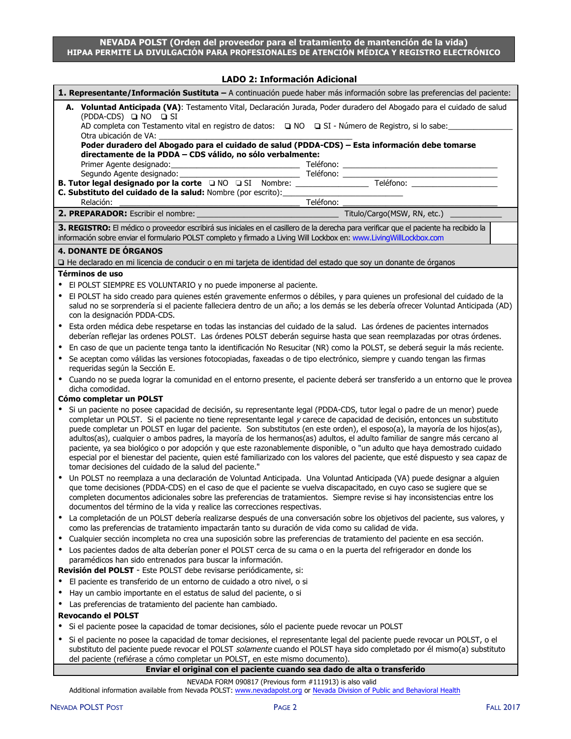**NEVADA POLST (Orden del proveedor para el tratamiento de mantención de la vida)**
**HIPAA PERMITE LA DIVULGACIÓN PARA PROFESIONALES DE ATENCIÓN MÉDICA Y REGISTRO ELECTRÓNICO**

## LADO 2: Información Adicional

**1. Representante/Información Sustituta –** A continuación puede haber más información sobre las preferencias del paciente:

**A. Voluntad Anticipada (VA)**: Testamento Vital, Declaración Jurada, Poder duradero del Abogado para el cuidado de salud (PDDA-CDS) ❑ NO ❑ SI

AD completa con Testamento vital en registro de datos: ❑ NO ❑ SI - Número de Registro, si lo sabe:_______________

Otra ubicación de VA: ________________________________________________

**Poder duradero del Abogado para el cuidado de salud (PDDA-CDS) – Esta información debe tomarse directamente de la PDDA – CDS válido, no sólo verbalmente:**

Primer Agente designado:______________________________ Teléfono: ____________________________________

Segundo Agente designado: ____________________________ Teléfono: ____________________________________

**B. Tutor legal designado por la corte** ❑ NO ❑ SI Nombre: ________________ Teléfono: ___________________

**C. Substituto del cuidado de la salud:** Nombre (por escrito):____________________________

Relación: __________________________________________ Teléfono: ____________________________________

**2. PREPARADOR:** Escribir el nombre: _________________________________ Titulo/Cargo(MSW, RN, etc.) ____________

**3. REGISTRO:** El médico o proveedor escribirá sus iniciales en el casillero de la derecha para verificar que el paciente ha recibido la información sobre enviar el formulario POLST completo y firmado a Living Will Lockbox en: www.LivingWillLockbox.com

**4. DONANTE DE ÓRGANOS**

❑ He declarado en mi licencia de conducir o en mi tarjeta de identidad del estado que soy un donante de órganos

**Términos de uso**

- El POLST SIEMPRE ES VOLUNTARIO y no puede imponerse al paciente.
- El POLST ha sido creado para quienes estén gravemente enfermos o débiles, y para quienes un profesional del cuidado de la salud no se sorprendería si el paciente falleciera dentro de un año; a los demás se les debería ofrecer Voluntad Anticipada (AD) con la designación PDDA-CDS.
- Esta orden médica debe respetarse en todas las instancias del cuidado de la salud. Las órdenes de pacientes internados deberían reflejar las ordenes POLST. Las órdenes POLST deberán seguirse hasta que sean reemplazadas por otras órdenes.
- En caso de que un paciente tenga tanto la identificación No Resucitar (NR) como la POLST, se deberá seguir la más reciente.
- Se aceptan como válidas las versiones fotocopiadas, faxeadas o de tipo electrónico, siempre y cuando tengan las firmas requeridas según la Sección E.
- Cuando no se pueda lograr la comunidad en el entorno presente, el paciente deberá ser transferido a un entorno que le provea dicha comodidad.

**Cómo completar un POLST**

- Si un paciente no posee capacidad de decisión, su representante legal (PDDA-CDS, tutor legal o padre de un menor) puede completar un POLST. Si el paciente no tiene representante legal *y* carece de capacidad de decisión, entonces un substituto puede completar un POLST en lugar del paciente. Son substitutos (en este orden), el esposo(a), la mayoría de los hijos(as), adultos(as), cualquier o ambos padres, la mayoría de los hermanos(as) adultos, el adulto familiar de sangre más cercano al paciente, ya sea biológico o por adopción y que este razonablemente disponible, o "un adulto que haya demostrado cuidado especial por el bienestar del paciente, quien esté familiarizado con los valores del paciente, que esté dispuesto y sea capaz de tomar decisiones del cuidado de la salud del paciente."
- Un POLST no reemplaza a una declaración de Voluntad Anticipada. Una Voluntad Anticipada (VA) puede designar a alguien que tome decisiones (PDDA-CDS) en el caso de que el paciente se vuelva discapacitado, en cuyo caso se sugiere que se completen documentos adicionales sobre las preferencias de tratamientos. Siempre revise si hay inconsistencias entre los documentos del término de la vida y realice las correcciones respectivas.
- La completación de un POLST debería realizarse después de una conversación sobre los objetivos del paciente, sus valores, y como las preferencias de tratamiento impactarán tanto su duración de vida como su calidad de vida.
- Cualquier sección incompleta no crea una suposición sobre las preferencias de tratamiento del paciente en esa sección.
- Los pacientes dados de alta deberían poner el POLST cerca de su cama o en la puerta del refrigerador en donde los paramédicos han sido entrenados para buscar la información.

**Revisión del POLST** - Este POLST debe revisarse periódicamente, si:

- El paciente es transferido de un entorno de cuidado a otro nivel, o si
- Hay un cambio importante en el estatus de salud del paciente, o si
- Las preferencias de tratamiento del paciente han cambiado.

**Revocando el POLST**

- Si el paciente posee la capacidad de tomar decisiones, sólo el paciente puede revocar un POLST
- Si el paciente no posee la capacidad de tomar decisiones, el representante legal del paciente puede revocar un POLST, o el substituto del paciente puede revocar el POLST *solamente* cuando el POLST haya sido completado por él mismo(a) substituto del paciente (refiérase a cómo completar un POLST, en este mismo documento).

**Enviar el original con el paciente cuando sea dado de alta o transferido**

NEVADA FORM 090817 (Previous form #111913) is also valid

Additional information available from Nevada POLST: www.nevadapolst.org or Nevada Division of Public and Behavioral Health